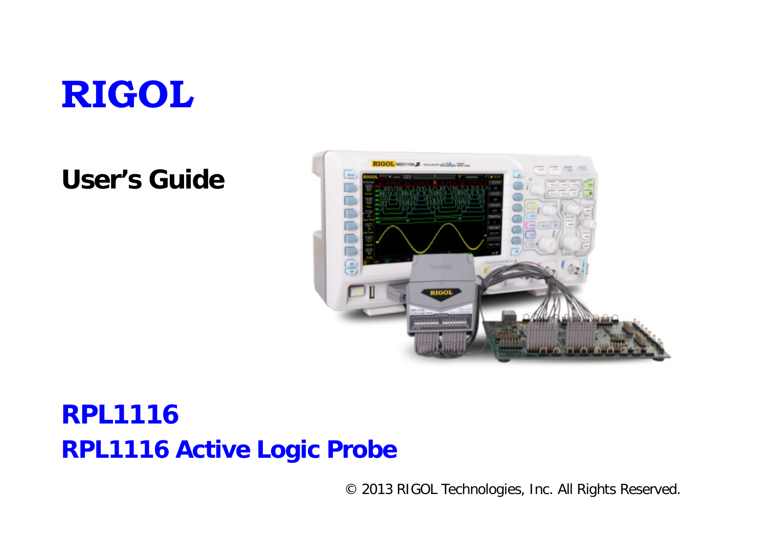# RIGOL

## User's Guide

# RPL1116

## RPL1116 Active Logic Probe

© 2013 RIGOL Technologies, Inc. All Rights Reserved.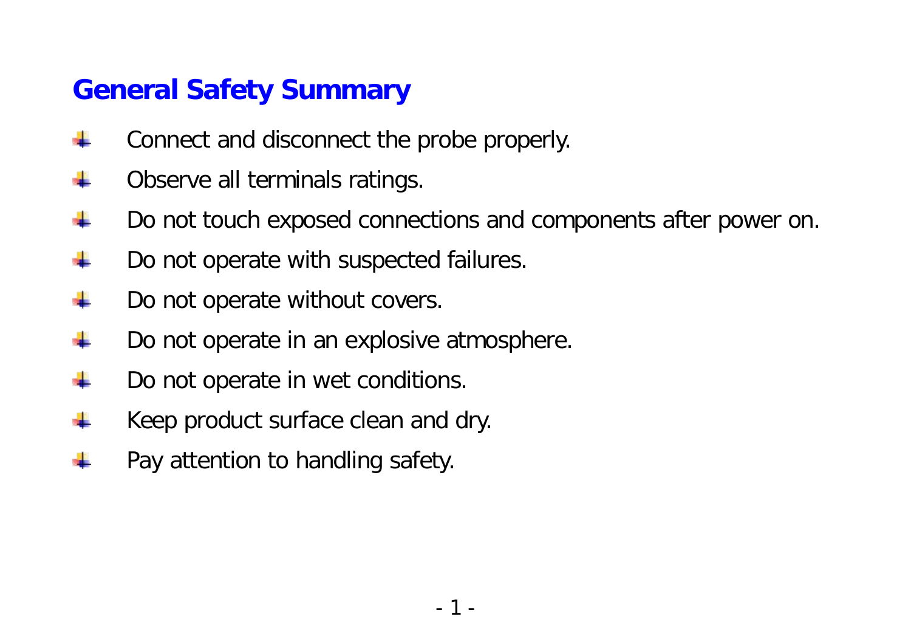## General Safety Summary

- Connect and disconnect the probe properly.
- Observe all terminals ratings.
- Do not touch exposed connections and components after power on.
- Do not operate with suspected failures.
- Do not operate without covers.
- Do not operate in an explosive atmosphere.
- Do not operate in wet conditions.
- Keep product surface clean and dry.
- Pay attention to handling safety.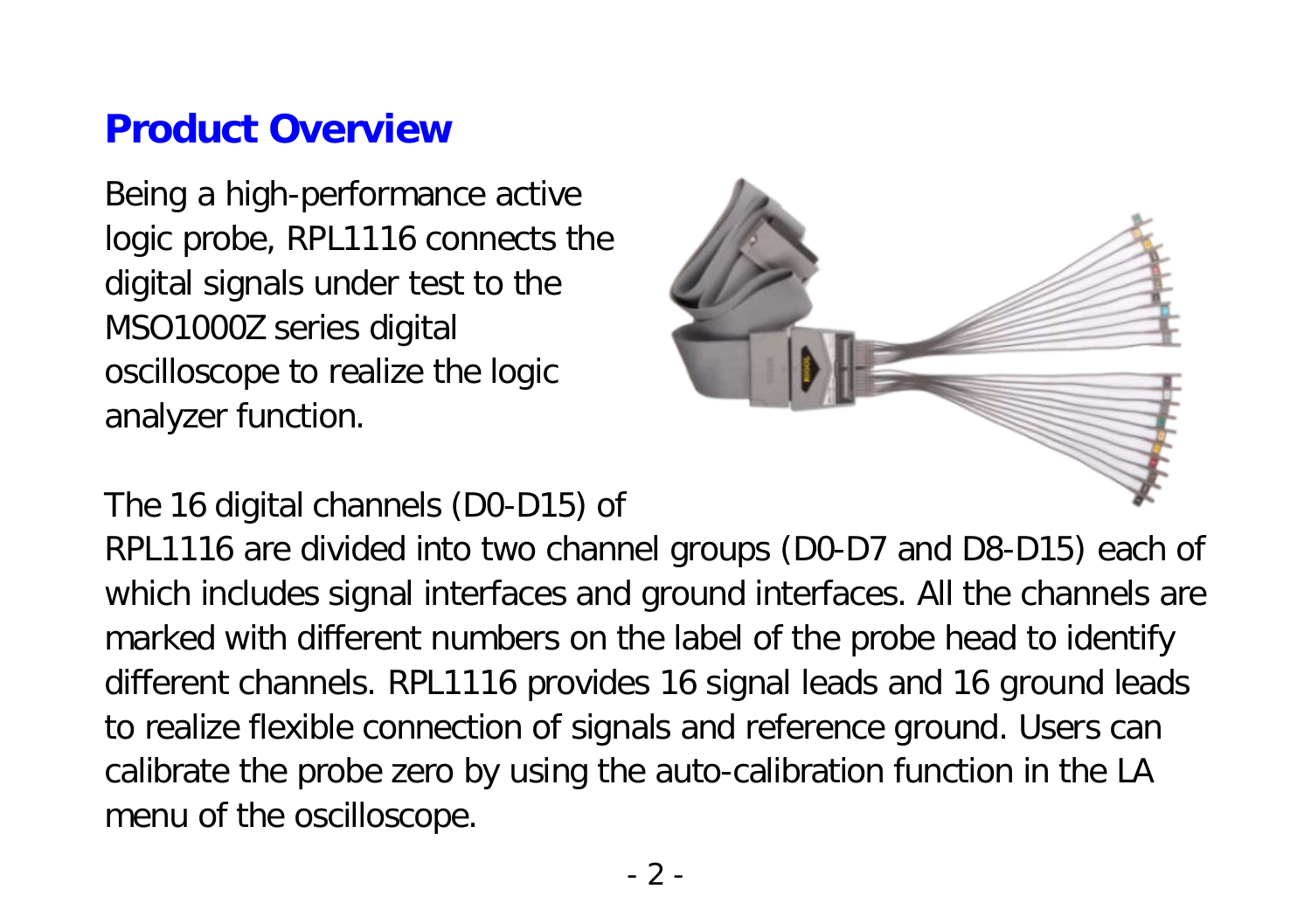## Product Overview

Being a high-performance active logic probe, RPL1116 connects the digital signals under test to the MSO1000Z series digital oscilloscope to realize the logic analyzer function.

The 16 digital channels (D0-D15) of RPL1116 are divided into two channel groups (D0-D7 and D8-D15) each of which includes signal interfaces and ground interfaces. All the channels are marked with different numbers on the label of the probe head to identify different channels. RPL1116 provides 16 signal leads and 16 ground leads to realize flexible connection of signals and reference ground. Users can calibrate the probe zero by using the auto-calibration function in the LA menu of the oscilloscope.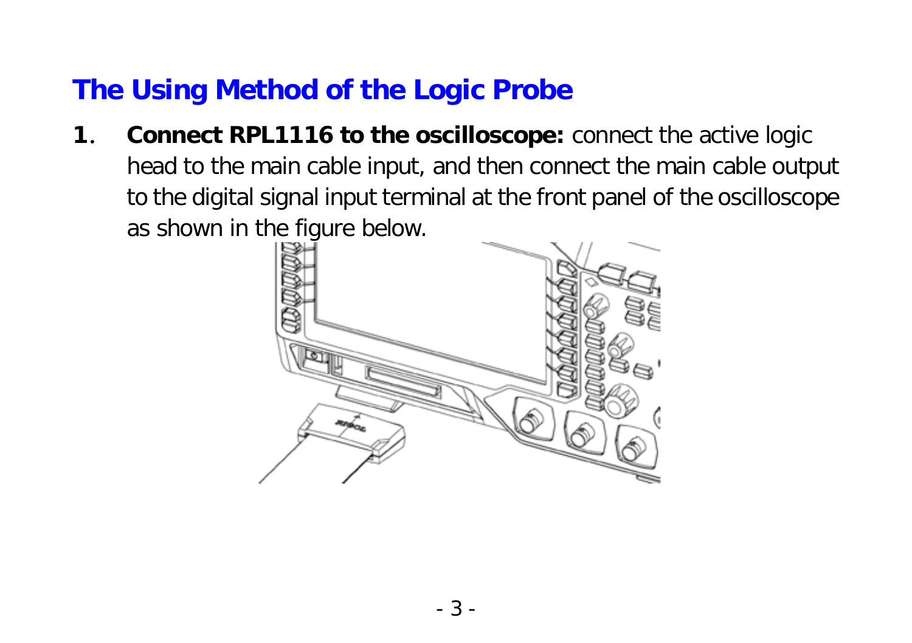## The Using Method of the Logic Probe

1. **Connect RPL1116 to the oscilloscope:** connect the active logic head to the main cable input, and then connect the main cable output to the digital signal input terminal at the front panel of the oscilloscope as shown in the figure below.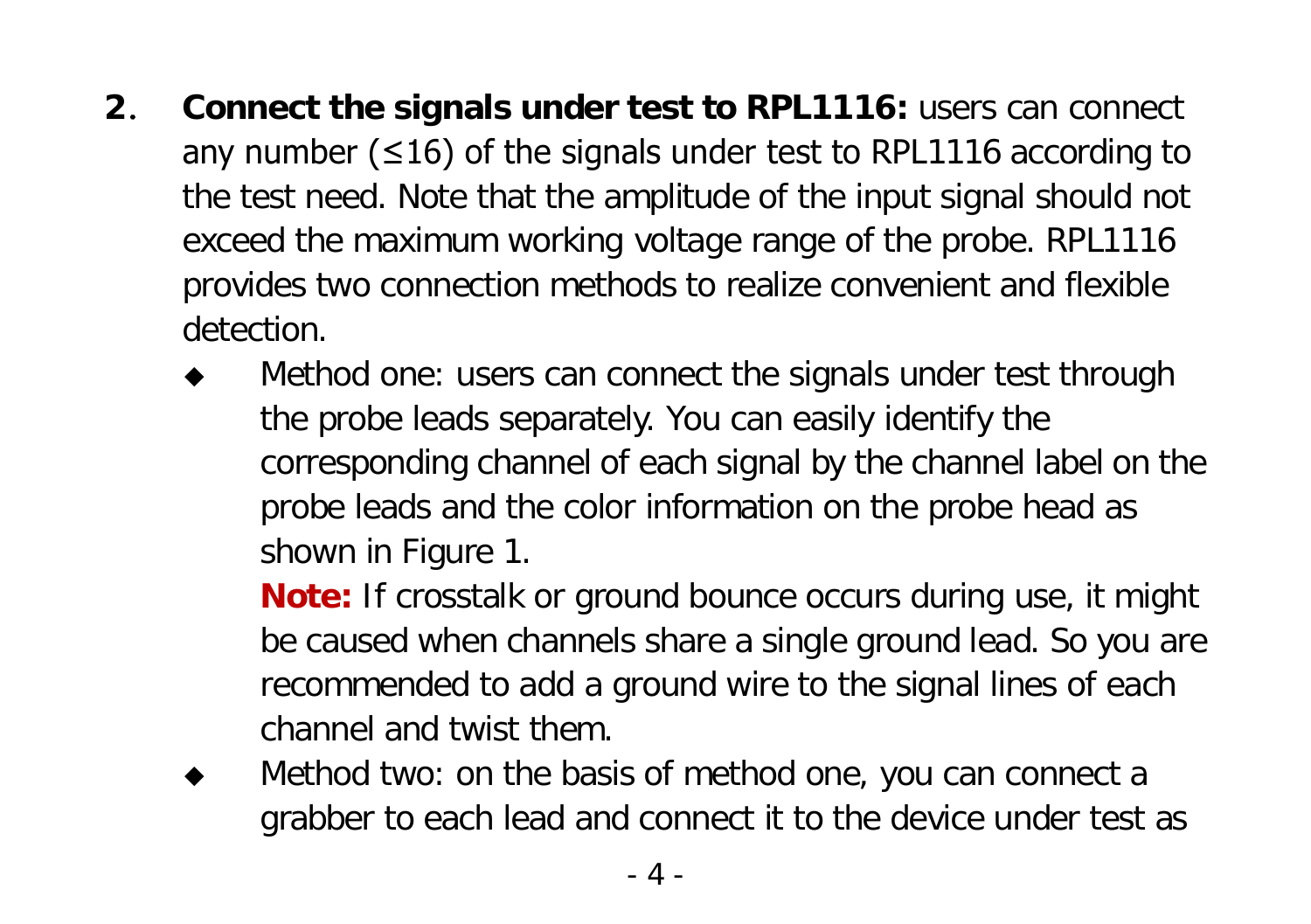2. **Connect the signals under test to RPL1116:** users can connect any number (≤16) of the signals under test to RPL1116 according to the test need. Note that the amplitude of the input signal should not exceed the maximum working voltage range of the probe. RPL1116 provides two connection methods to realize convenient and flexible detection.

   - Method one: users can connect the signals under test through the probe leads separately. You can easily identify the corresponding channel of each signal by the channel label on the probe leads and the color information on the probe head as shown in Figure 1.

     **Note:** If crosstalk or ground bounce occurs during use, it might be caused when channels share a single ground lead. So you are recommended to add a ground wire to the signal lines of each channel and twist them.

   - Method two: on the basis of method one, you can connect a grabber to each lead and connect it to the device under test as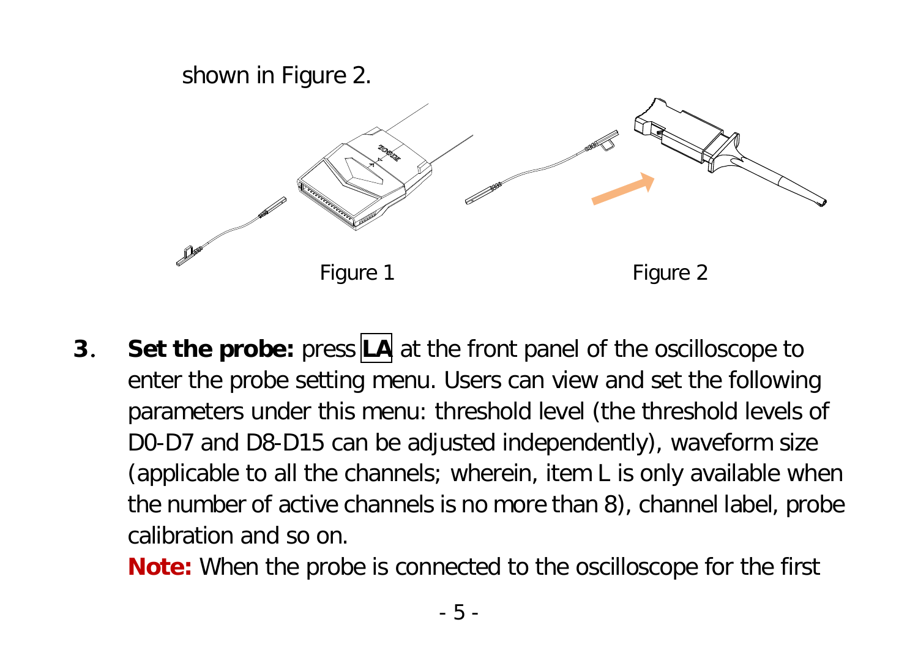shown in Figure 2.

Figure 1

Figure 2

3. **Set the probe:** press **LA** at the front panel of the oscilloscope to enter the probe setting menu. Users can view and set the following parameters under this menu: threshold level (the threshold levels of D0-D7 and D8-D15 can be adjusted independently), waveform size (applicable to all the channels; wherein, item L is only available when the number of active channels is no more than 8), channel label, probe calibration and so on.

   **Note:** When the probe is connected to the oscilloscope for the first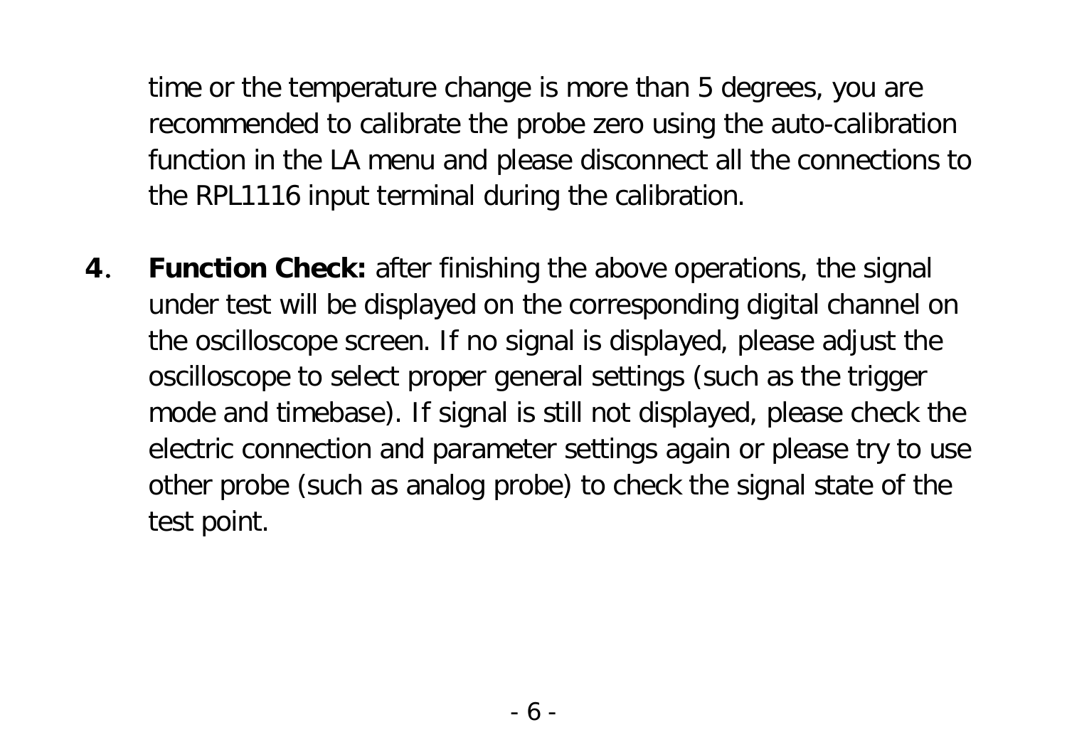time or the temperature change is more than 5 degrees, you are recommended to calibrate the probe zero using the auto-calibration function in the LA menu and please disconnect all the connections to the RPL1116 input terminal during the calibration.

4. **Function Check:** after finishing the above operations, the signal under test will be displayed on the corresponding digital channel on the oscilloscope screen. If no signal is displayed, please adjust the oscilloscope to select proper general settings (such as the trigger mode and timebase). If signal is still not displayed, please check the electric connection and parameter settings again or please try to use other probe (such as analog probe) to check the signal state of the test point.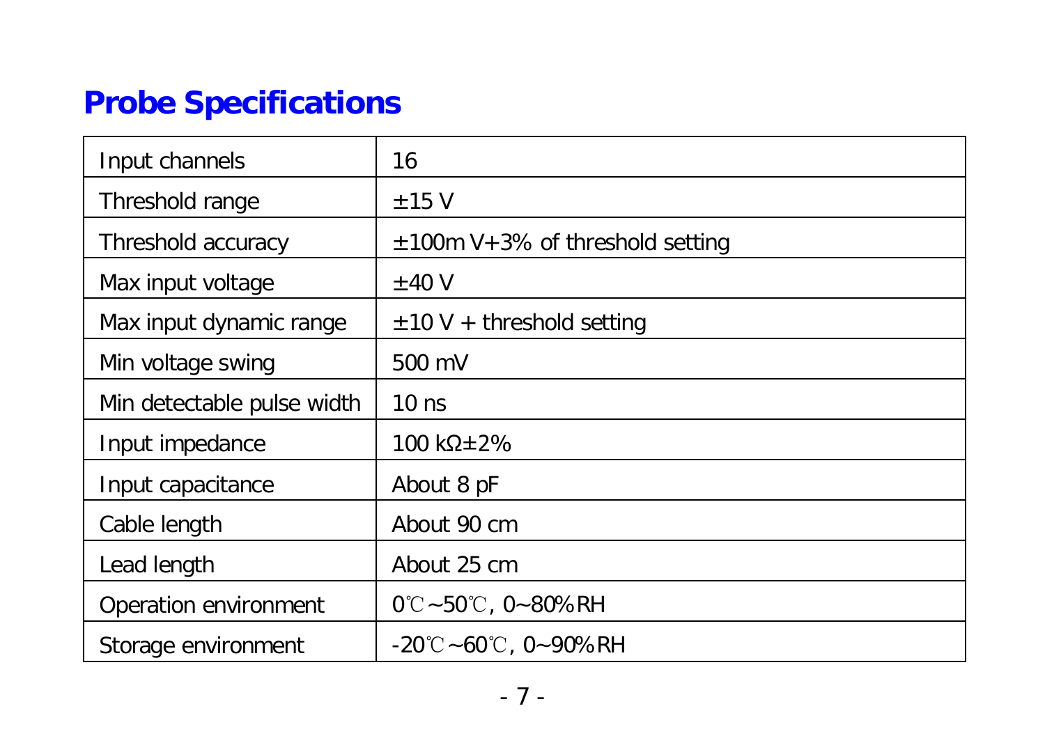## Probe Specifications

| | |
|---|---|
| Input channels | 16 |
| Threshold range | ±15 V |
| Threshold accuracy | ±100m V+3% of threshold setting |
| Max input voltage | ±40 V |
| Max input dynamic range | ±10 V + threshold setting |
| Min voltage swing | 500 mV |
| Min detectable pulse width | 10 ns |
| Input impedance | 100 kΩ±2% |
| Input capacitance | About 8 pF |
| Cable length | About 90 cm |
| Lead length | About 25 cm |
| Operation environment | 0℃~50℃, 0~80%RH |
| Storage environment | -20℃~60℃, 0~90%RH |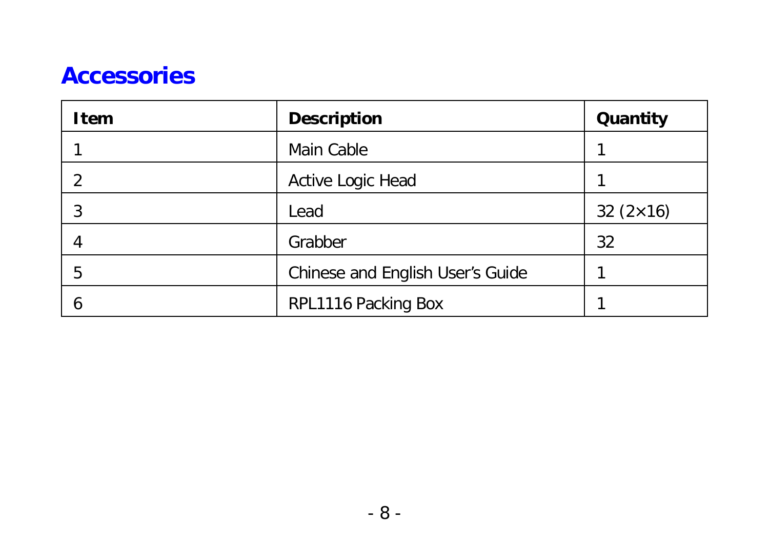## Accessories

| Item | Description | Quantity |
|---|---|---|
| 1 | Main Cable | 1 |
| 2 | Active Logic Head | 1 |
| 3 | Lead | 32 (2×16) |
| 4 | Grabber | 32 |
| 5 | Chinese and English User's Guide | 1 |
| 6 | RPL1116 Packing Box | 1 |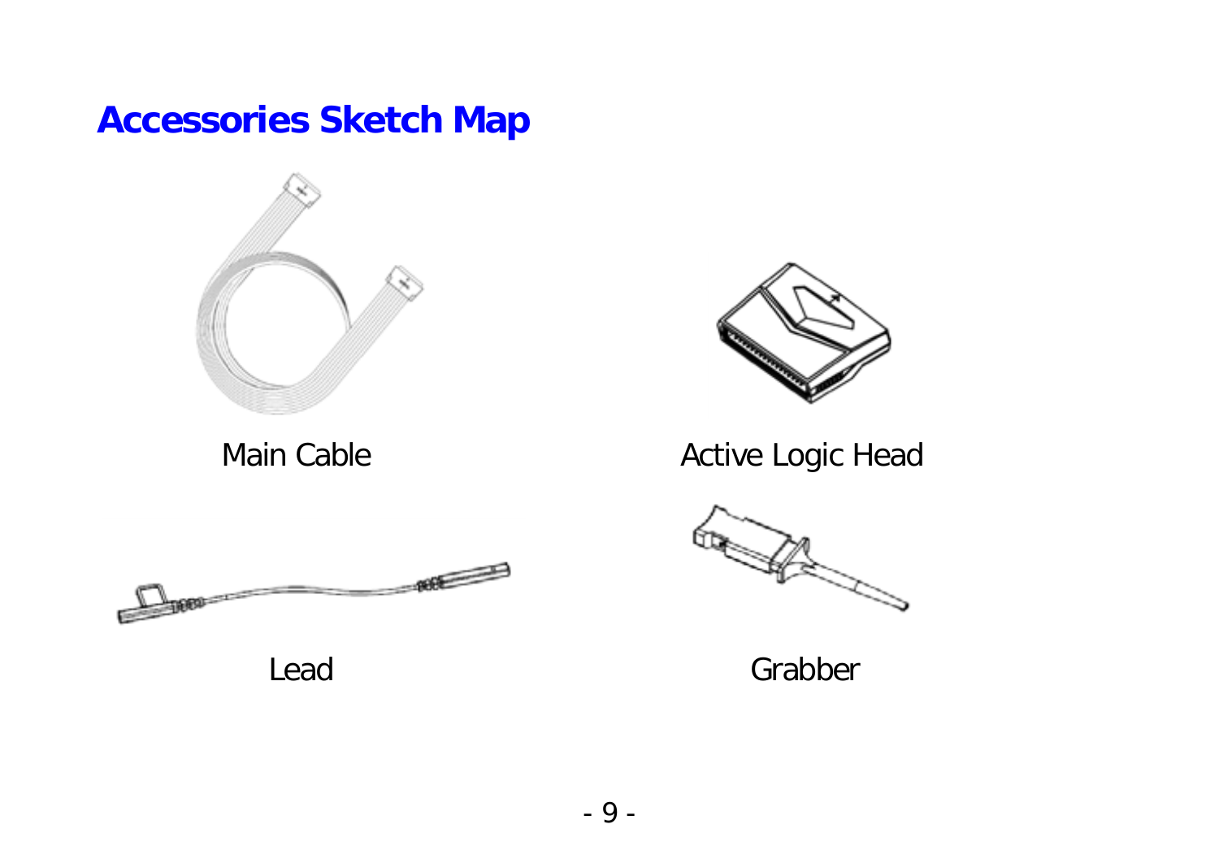# Accessories Sketch Map

Main Cable

Active Logic Head

Lead

Grabber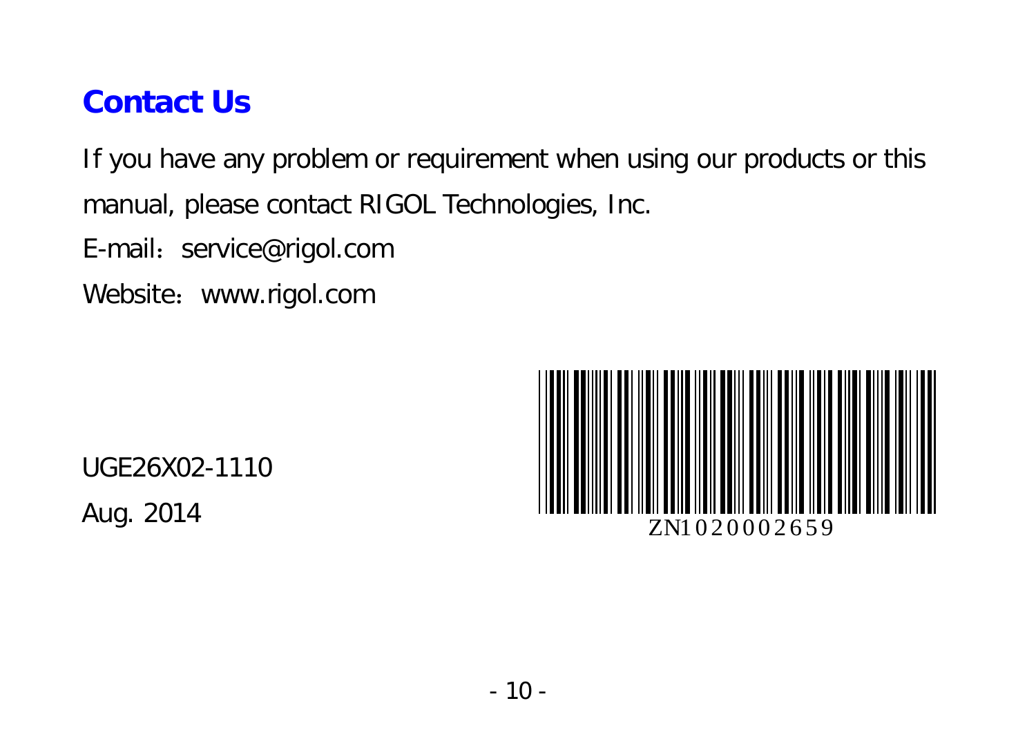## Contact Us

If you have any problem or requirement when using our products or this manual, please contact RIGOL Technologies, Inc.

E-mail：service@rigol.com

Website：www.rigol.com

UGE26X02-1110

Aug. 2014

ZN1020002659